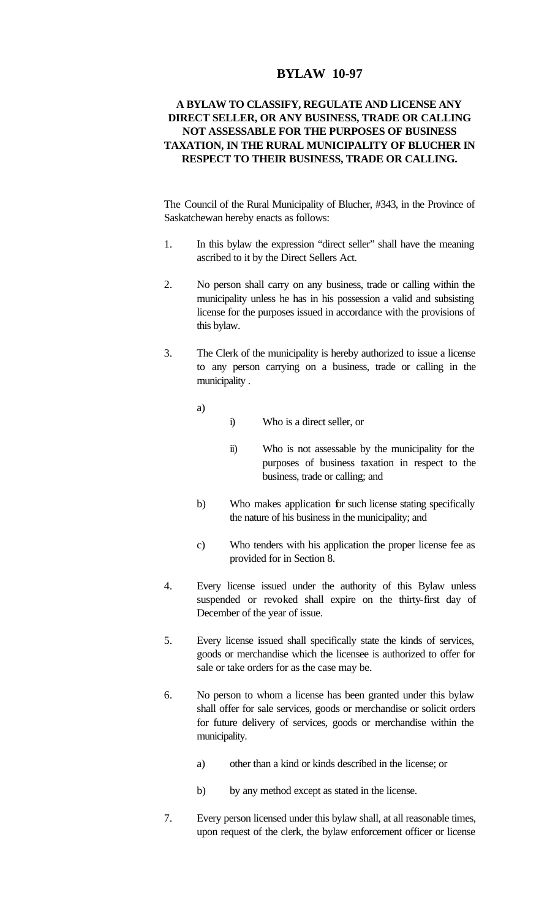# BYLAW 10-97

## A BYLAW TO CLASSIFY, REGULATE AND LICENSE ANY DIRECT SELLER, OR ANY BUSINESS, TRADE OR CALLING NOT ASSESSABLE FOR THE PURPOSES OF BUSINESS TAXATION, IN THE RURAL MUNICIPALITY OF BLUCHER IN RESPECT TO THEIR BUSINESS, TRADE OR CALLING.

The Council of the Rural Municipality of Blucher, #343, in the Province of Saskatchewan hereby enacts as follows:

1. In this bylaw the expression "direct seller" shall have the meaning ascribed to it by the Direct Sellers Act.

2. No person shall carry on any business, trade or calling within the municipality unless he has in his possession a valid and subsisting license for the purposes issued in accordance with the provisions of this bylaw.

3. The Clerk of the municipality is hereby authorized to issue a license to any person carrying on a business, trade or calling in the municipality .

   a)
      i) Who is a direct seller, or

      ii) Who is not assessable by the municipality for the purposes of business taxation in respect to the business, trade or calling; and

   b) Who makes application for such license stating specifically the nature of his business in the municipality; and

   c) Who tenders with his application the proper license fee as provided for in Section 8.

4. Every license issued under the authority of this Bylaw unless suspended or revoked shall expire on the thirty-first day of December of the year of issue.

5. Every license issued shall specifically state the kinds of services, goods or merchandise which the licensee is authorized to offer for sale or take orders for as the case may be.

6. No person to whom a license has been granted under this bylaw shall offer for sale services, goods or merchandise or solicit orders for future delivery of services, goods or merchandise within the municipality.

   a) other than a kind or kinds described in the license; or

   b) by any method except as stated in the license.

7. Every person licensed under this bylaw shall, at all reasonable times, upon request of the clerk, the bylaw enforcement officer or license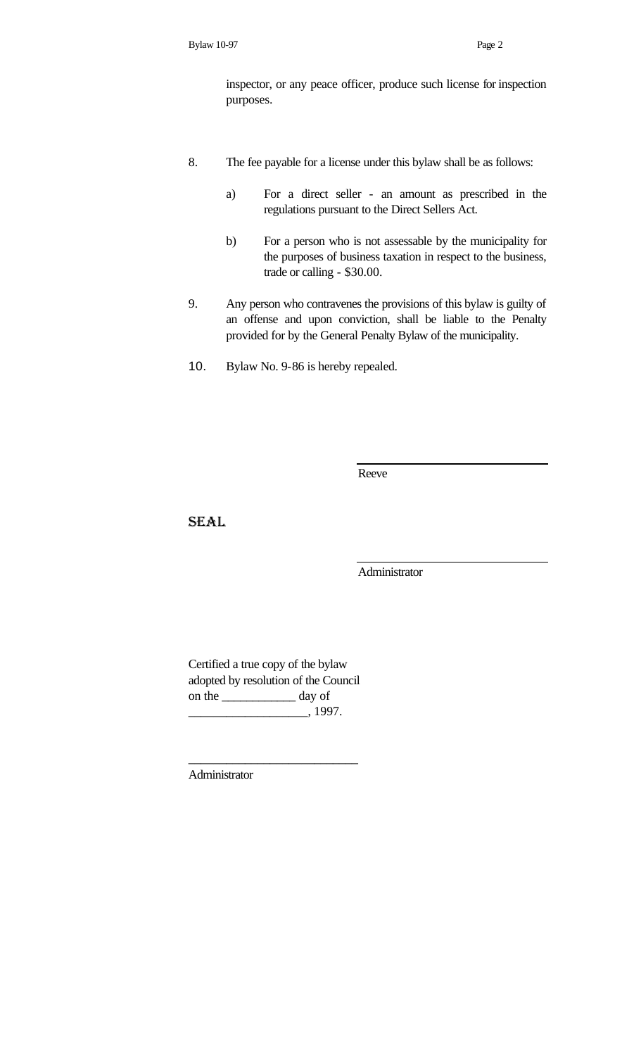inspector, or any peace officer, produce such license for inspection purposes.

8. The fee payable for a license under this bylaw shall be as follows:

   a) For a direct seller - an amount as prescribed in the regulations pursuant to the Direct Sellers Act.

   b) For a person who is not assessable by the municipality for the purposes of business taxation in respect to the business, trade or calling - $30.00.

9. Any person who contravenes the provisions of this bylaw is guilty of an offense and upon conviction, shall be liable to the Penalty provided for by the General Penalty Bylaw of the municipality.

10. Bylaw No. 9-86 is hereby repealed.

_____________________________
Reeve

SEAL

_____________________________
Administrator

Certified a true copy of the bylaw adopted by resolution of the Council on the ____________ day of ___________________, 1997.

_____________________________
Administrator